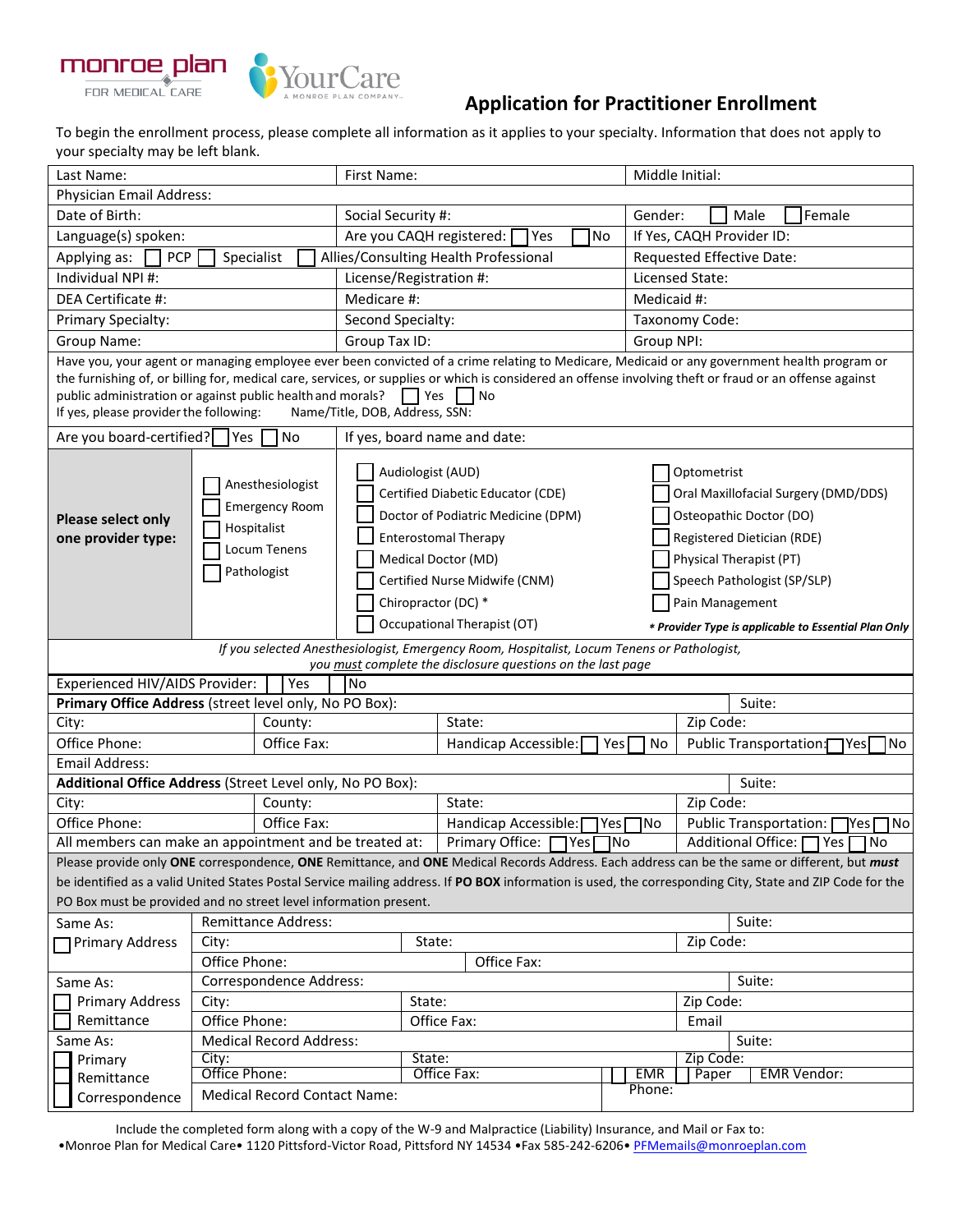monroe plan FOR MEDICAL CARE

YourCare A MONROE PLAN COMPANY

# Application for Practitioner Enrollment

To begin the enrollment process, please complete all information as it applies to your specialty. Information that does not apply to your specialty may be left blank.

| | | |
|---|---|---|
| Last Name: | First Name: | Middle Initial: |
| Physician Email Address: | | |
| Date of Birth: | Social Security #: | Gender: ☐ Male ☐ Female |
| Language(s) spoken: | Are you CAQH registered: ☐ Yes ☐ No | If Yes, CAQH Provider ID: |
| Applying as: ☐ PCP ☐ Specialist | ☐ Allies/Consulting Health Professional | Requested Effective Date: |
| Individual NPI #: | License/Registration #: | Licensed State: |
| DEA Certificate #: | Medicare #: | Medicaid #: |
| Primary Specialty: | Second Specialty: | Taxonomy Code: |
| Group Name: | Group Tax ID: | Group NPI: |

Have you, your agent or managing employee ever been convicted of a crime relating to Medicare, Medicaid or any government health program or the furnishing of, or billing for, medical care, services, or supplies or which is considered an offense involving theft or fraud or an offense against public administration or against public health and morals? ☐ Yes ☐ No
If yes, please provider the following: Name/Title, DOB, Address, SSN:

| | |
|---|---|
| Are you board-certified? ☐ Yes ☐ No | If yes, board name and date: |

**Please select only one provider type:**

| | | |
|---|---|---|
| ☐ Anesthesiologist | ☐ Audiologist (AUD) | ☐ Optometrist |
| ☐ Emergency Room | ☐ Certified Diabetic Educator (CDE) | ☐ Oral Maxillofacial Surgery (DMD/DDS) |
| ☐ Hospitalist | ☐ Doctor of Podiatric Medicine (DPM) | ☐ Osteopathic Doctor (DO) |
| ☐ Locum Tenens | ☐ Enterostomal Therapy | ☐ Registered Dietician (RDE) |
| ☐ Pathologist | ☐ Medical Doctor (MD) | ☐ Physical Therapist (PT) |
| | ☐ Certified Nurse Midwife (CNM) | ☐ Speech Pathologist (SP/SLP) |
| | ☐ Chiropractor (DC) * | ☐ Pain Management |
| | ☐ Occupational Therapist (OT) | ***** Provider Type is applicable to Essential Plan Only** |

*If you selected Anesthesiologist, Emergency Room, Hospitalist, Locum Tenens or Pathologist, you must complete the disclosure questions on the last page*

Experienced HIV/AIDS Provider: ☐ Yes ☐ No

| | | | |
|---|---|---|---|
| **Primary Office Address** (street level only, No PO Box): | | | Suite: |
| City: | County: | State: | Zip Code: |
| Office Phone: | Office Fax: | Handicap Accessible: ☐ Yes ☐ No | Public Transportation: ☐ Yes ☐ No |
| Email Address: | | | |
| **Additional Office Address** (Street Level only, No PO Box): | | | Suite: |
| City: | County: | State: | Zip Code: |
| Office Phone: | Office Fax: | Handicap Accessible: ☐ Yes ☐ No | Public Transportation: ☐ Yes ☐ No |
| All members can make an appointment and be treated at: | | Primary Office: ☐ Yes ☐ No | Additional Office: ☐ Yes ☐ No |

Please provide only **ONE** correspondence, **ONE** Remittance, and **ONE** Medical Records Address. Each address can be the same or different, but ***must*** be identified as a valid United States Postal Service mailing address. If **PO BOX** information is used, the corresponding City, State and ZIP Code for the PO Box must be provided and no street level information present.

| | | | | |
|---|---|---|---|---|
| Same As: | Remittance Address: | | | Suite: |
| ☐ Primary Address | City: | State: | | Zip Code: |
| | Office Phone: | Office Fax: | | |
| Same As: | Correspondence Address: | | | Suite: |
| ☐ Primary Address | City: | State: | | Zip Code: |
| ☐ Remittance | Office Phone: | Office Fax: | | Email |
| Same As: | Medical Record Address: | | | Suite: |
| ☐ Primary | City: | State: | | Zip Code: |
| ☐ Remittance | Office Phone: | Office Fax: | ☐ EMR ☐ Paper | EMR Vendor: |
| ☐ Correspondence | Medical Record Contact Name: | | Phone: | |

Include the completed form along with a copy of the W-9 and Malpractice (Liability) Insurance, and Mail or Fax to:
•Monroe Plan for Medical Care• 1120 Pittsford-Victor Road, Pittsford NY 14534 •Fax 585-242-6206• PFMemails@monroeplan.com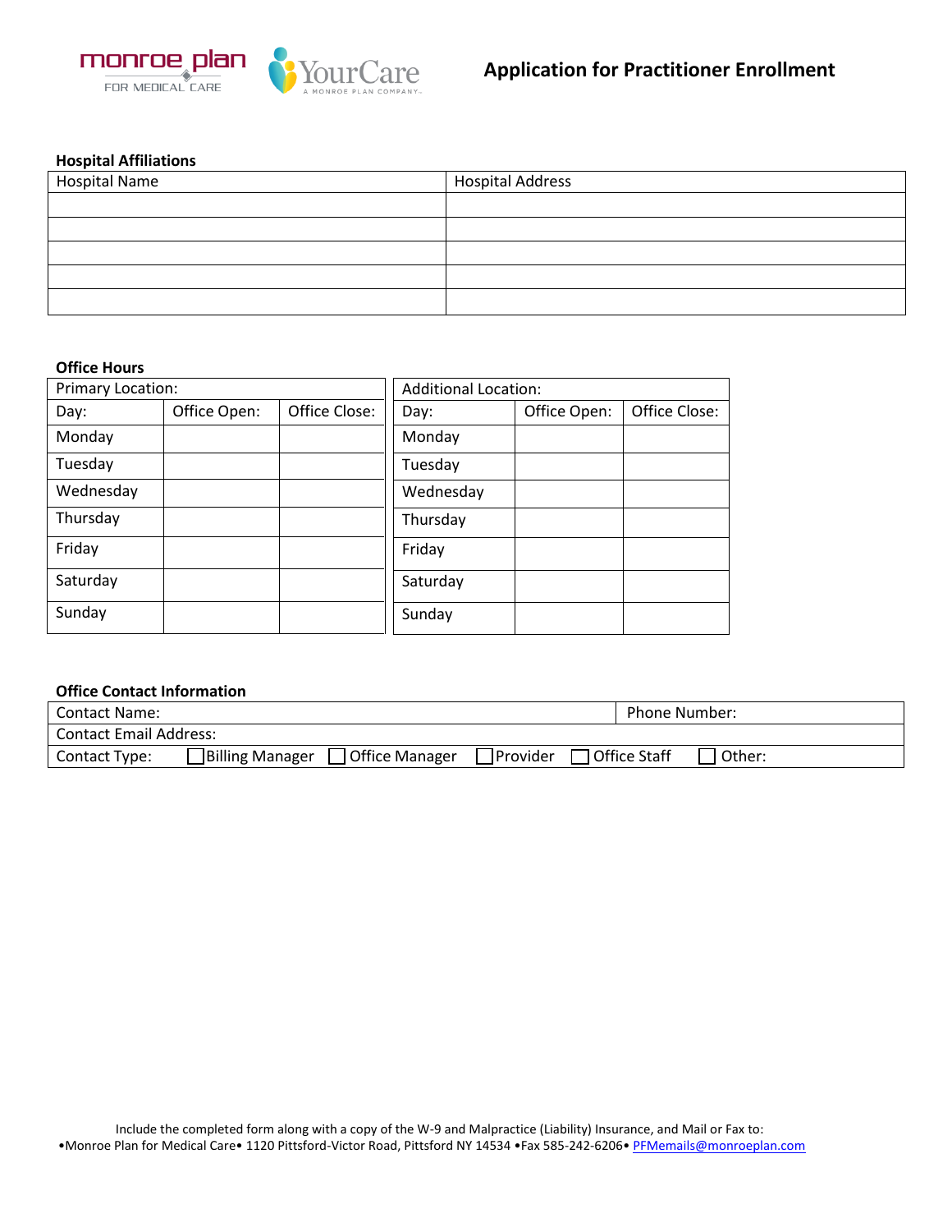# Application for Practitioner Enrollment

monroe plan FOR MEDICAL CARE

YourCare A MONROE PLAN COMPANY

**Hospital Affiliations**

| Hospital Name | Hospital Address |
|---|---|
| | |
| | |
| | |
| | |
| | |

**Office Hours**

| Primary Location: | | |
|---|---|---|
| Day: | Office Open: | Office Close: |
| Monday | | |
| Tuesday | | |
| Wednesday | | |
| Thursday | | |
| Friday | | |
| Saturday | | |
| Sunday | | |

| Additional Location: | | |
|---|---|---|
| Day: | Office Open: | Office Close: |
| Monday | | |
| Tuesday | | |
| Wednesday | | |
| Thursday | | |
| Friday | | |
| Saturday | | |
| Sunday | | |

**Office Contact Information**

| Contact Name: | Phone Number: |
|---|---|
| Contact Email Address: | |
| Contact Type: ☐ Billing Manager ☐ Office Manager ☐ Provider ☐ Office Staff ☐ Other: | |

Include the completed form along with a copy of the W-9 and Malpractice (Liability) Insurance, and Mail or Fax to:
•Monroe Plan for Medical Care• 1120 Pittsford-Victor Road, Pittsford NY 14534 •Fax 585-242-6206• PFMemails@monroeplan.com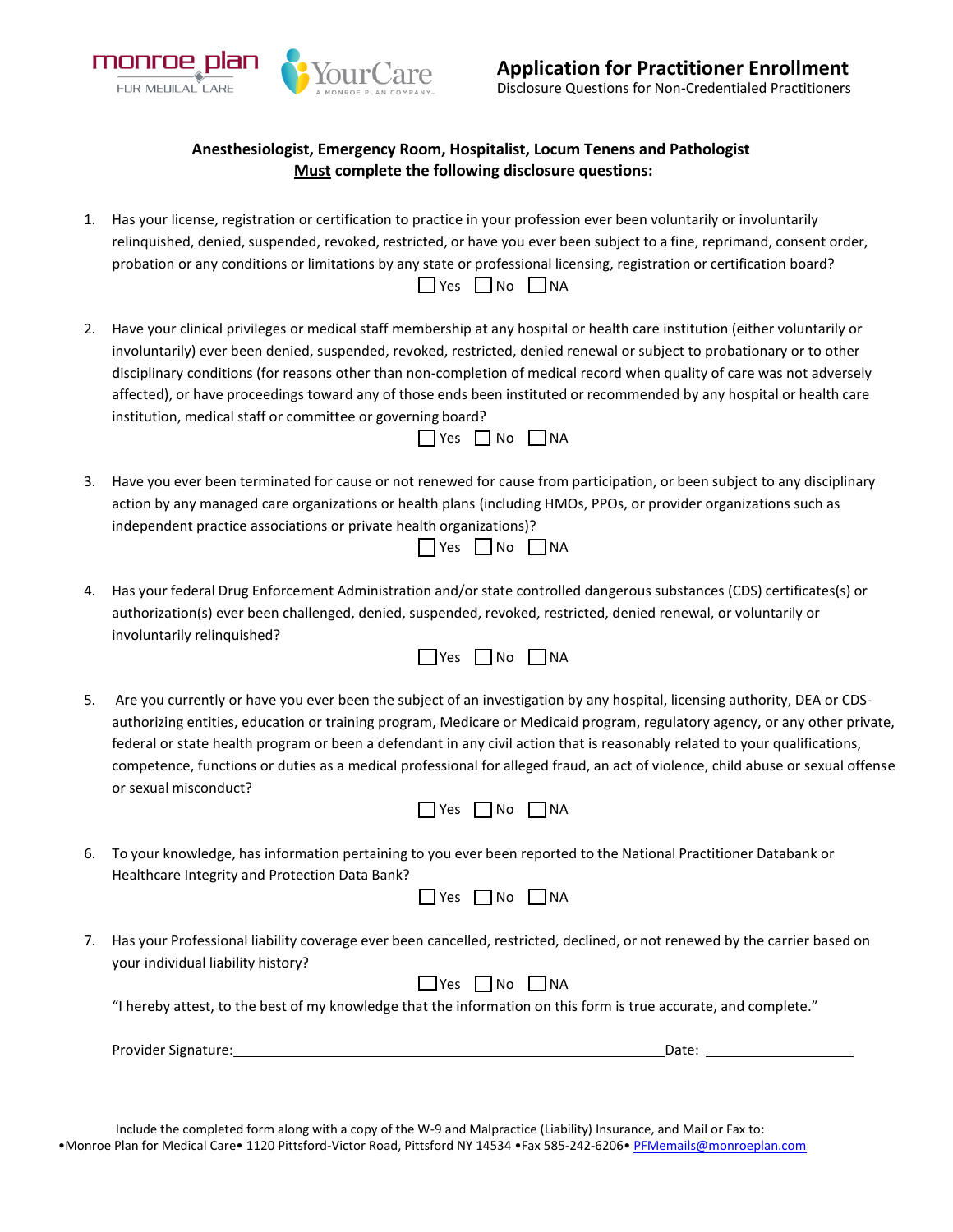monroe plan FOR MEDICAL CARE

YourCare A MONROE PLAN COMPANY

# Application for Practitioner Enrollment

Disclosure Questions for Non-Credentialed Practitioners

**Anesthesiologist, Emergency Room, Hospitalist, Locum Tenens and Pathologist**
**Must complete the following disclosure questions:**

1. Has your license, registration or certification to practice in your profession ever been voluntarily or involuntarily relinquished, denied, suspended, revoked, restricted, or have you ever been subject to a fine, reprimand, consent order, probation or any conditions or limitations by any state or professional licensing, registration or certification board?

   ☐ Yes ☐ No ☐ NA

2. Have your clinical privileges or medical staff membership at any hospital or health care institution (either voluntarily or involuntarily) ever been denied, suspended, revoked, restricted, denied renewal or subject to probationary or to other disciplinary conditions (for reasons other than non-completion of medical record when quality of care was not adversely affected), or have proceedings toward any of those ends been instituted or recommended by any hospital or health care institution, medical staff or committee or governing board?

   ☐ Yes ☐ No ☐ NA

3. Have you ever been terminated for cause or not renewed for cause from participation, or been subject to any disciplinary action by any managed care organizations or health plans (including HMOs, PPOs, or provider organizations such as independent practice associations or private health organizations)?

   ☐ Yes ☐ No ☐ NA

4. Has your federal Drug Enforcement Administration and/or state controlled dangerous substances (CDS) certificates(s) or authorization(s) ever been challenged, denied, suspended, revoked, restricted, denied renewal, or voluntarily or involuntarily relinquished?

   ☐ Yes ☐ No ☐ NA

5. Are you currently or have you ever been the subject of an investigation by any hospital, licensing authority, DEA or CDS-authorizing entities, education or training program, Medicare or Medicaid program, regulatory agency, or any other private, federal or state health program or been a defendant in any civil action that is reasonably related to your qualifications, competence, functions or duties as a medical professional for alleged fraud, an act of violence, child abuse or sexual offense or sexual misconduct?

   ☐ Yes ☐ No ☐ NA

6. To your knowledge, has information pertaining to you ever been reported to the National Practitioner Databank or Healthcare Integrity and Protection Data Bank?

   ☐ Yes ☐ No ☐ NA

7. Has your Professional liability coverage ever been cancelled, restricted, declined, or not renewed by the carrier based on your individual liability history?

   ☐ Yes ☐ No ☐ NA

"I hereby attest, to the best of my knowledge that the information on this form is true accurate, and complete."

Provider Signature:\_\_\_\_\_\_\_\_\_\_\_\_\_\_\_\_\_\_\_\_\_\_\_\_\_\_\_\_\_\_\_\_\_\_\_\_\_\_\_\_ Date: \_\_\_\_\_\_\_\_\_\_\_\_\_\_\_\_

Include the completed form along with a copy of the W-9 and Malpractice (Liability) Insurance, and Mail or Fax to:
•Monroe Plan for Medical Care• 1120 Pittsford-Victor Road, Pittsford NY 14534 •Fax 585-242-6206• PFMemails@monroeplan.com